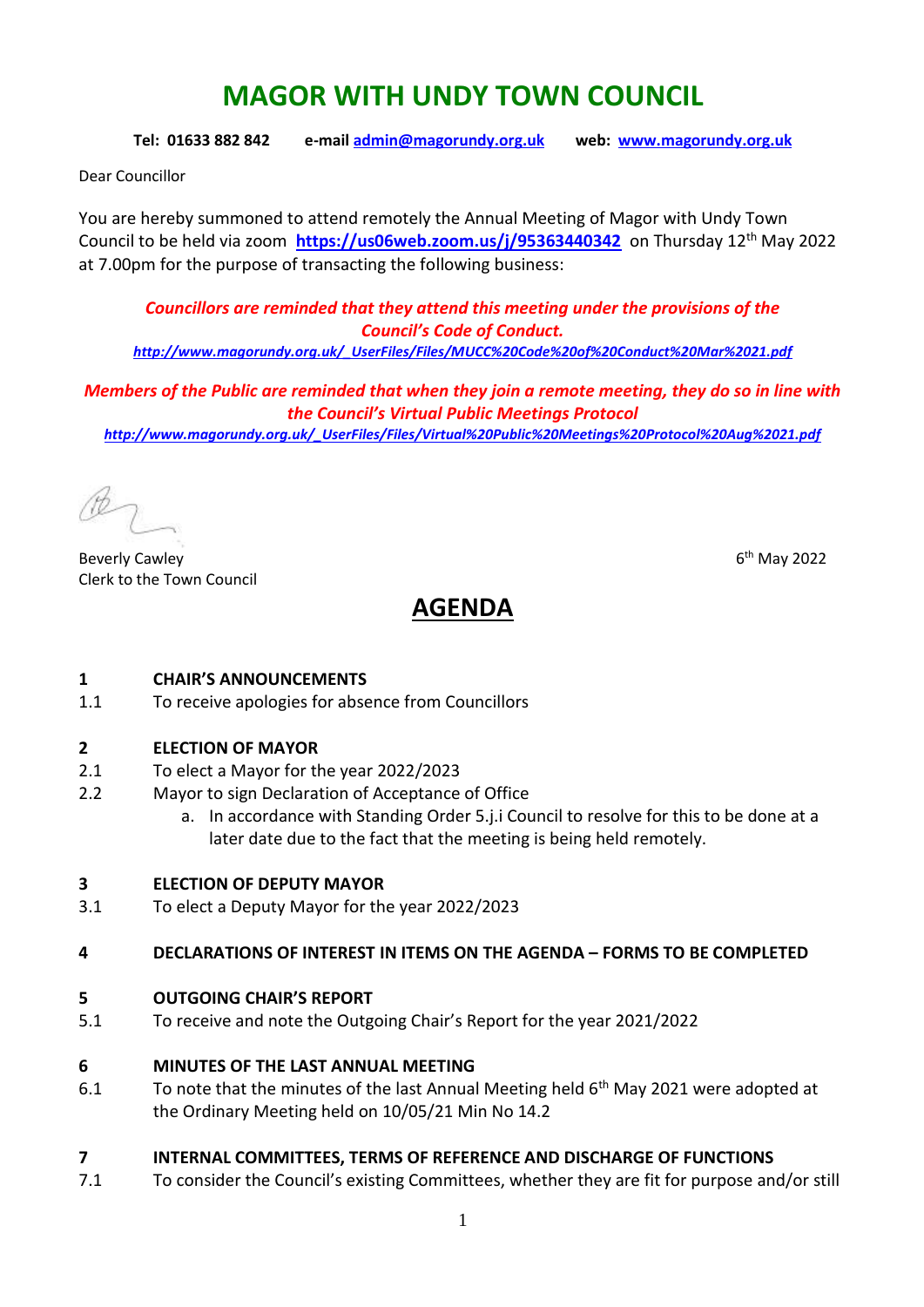# MAGOR WITH UNDY TOWN COUNCIL

**Tel: 01633 882 842   e-mail [admin@magorundy.org.uk](mailto:admin@magorundy.org.uk)   web: [www.magorundy.org.uk](http://www.magorundy.org.uk)**

Dear Councillor

You are hereby summoned to attend remotely the Annual Meeting of Magor with Undy Town Council to be held via zoom **https://us06web.zoom.us/j/95363440342** on Thursday 12th May 2022 at 7.00pm for the purpose of transacting the following business:

***Councillors are reminded that they attend this meeting under the provisions of the Council's Code of Conduct.***
*http://www.magorundy.org.uk/_UserFiles/Files/MUCC%20Code%20of%20Conduct%20Mar%2021.pdf*

***Members of the Public are reminded that when they join a remote meeting, they do so in line with the Council's Virtual Public Meetings Protocol***
*http://www.magorundy.org.uk/_UserFiles/Files/Virtual%20Public%20Meetings%20Protocol%20Aug%2021.pdf*

Beverly Cawley
Clerk to the Town Council

6th May 2022

## AGENDA

**1 CHAIR'S ANNOUNCEMENTS**

1.1 To receive apologies for absence from Councillors

**2 ELECTION OF MAYOR**

2.1 To elect a Mayor for the year 2022/2023

2.2 Mayor to sign Declaration of Acceptance of Office

a. In accordance with Standing Order 5.j.i Council to resolve for this to be done at a later date due to the fact that the meeting is being held remotely.

**3 ELECTION OF DEPUTY MAYOR**

3.1 To elect a Deputy Mayor for the year 2022/2023

**4 DECLARATIONS OF INTEREST IN ITEMS ON THE AGENDA – FORMS TO BE COMPLETED**

**5 OUTGOING CHAIR'S REPORT**

5.1 To receive and note the Outgoing Chair's Report for the year 2021/2022

**6 MINUTES OF THE LAST ANNUAL MEETING**

6.1 To note that the minutes of the last Annual Meeting held 6th May 2021 were adopted at the Ordinary Meeting held on 10/05/21 Min No 14.2

**7 INTERNAL COMMITTEES, TERMS OF REFERENCE AND DISCHARGE OF FUNCTIONS**

7.1 To consider the Council's existing Committees, whether they are fit for purpose and/or still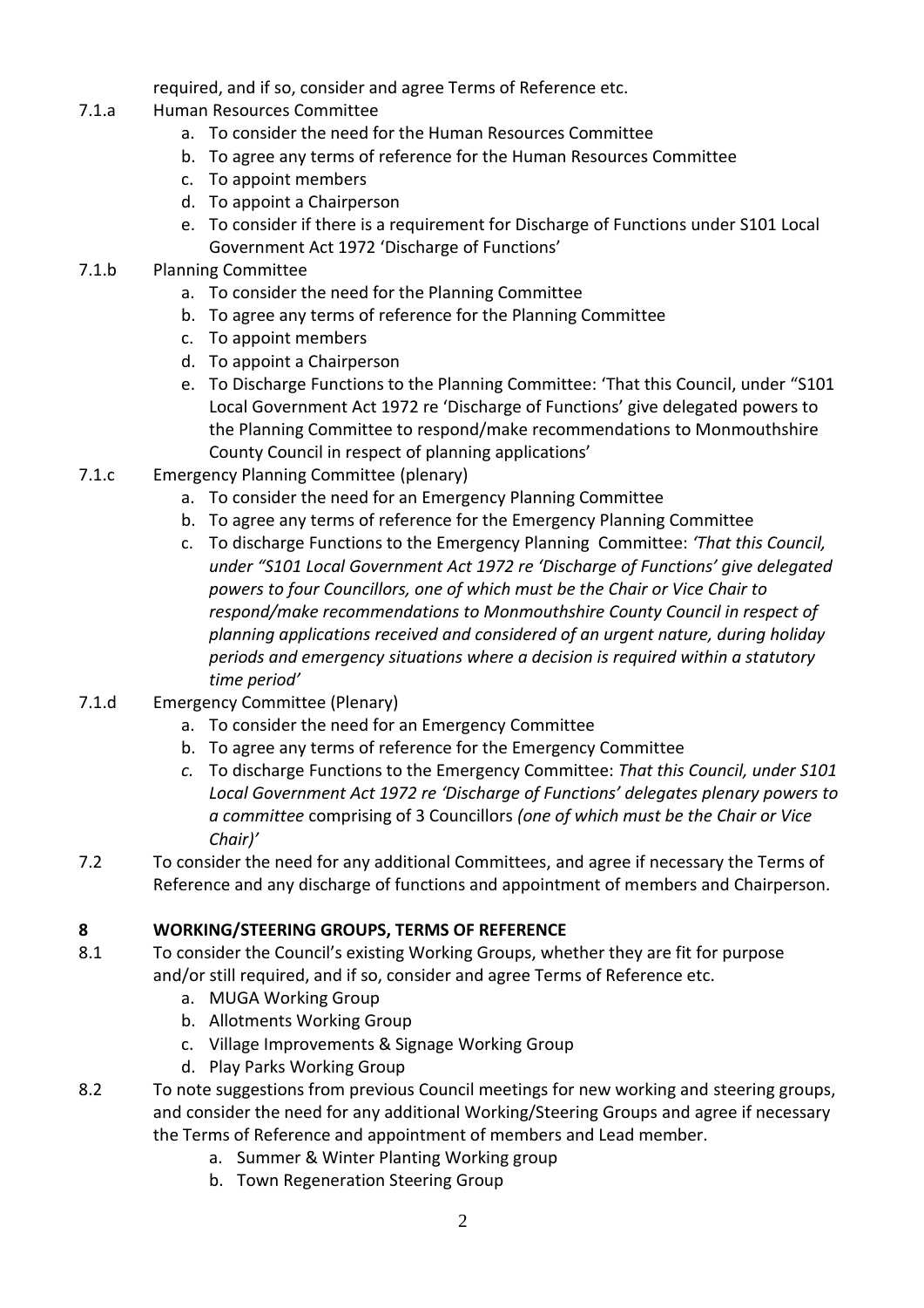required, and if so, consider and agree Terms of Reference etc.

7.1.a Human Resources Committee

a. To consider the need for the Human Resources Committee
b. To agree any terms of reference for the Human Resources Committee
c. To appoint members
d. To appoint a Chairperson
e. To consider if there is a requirement for Discharge of Functions under S101 Local Government Act 1972 'Discharge of Functions'

7.1.b Planning Committee

a. To consider the need for the Planning Committee
b. To agree any terms of reference for the Planning Committee
c. To appoint members
d. To appoint a Chairperson
e. To Discharge Functions to the Planning Committee: 'That this Council, under "S101 Local Government Act 1972 re 'Discharge of Functions' give delegated powers to the Planning Committee to respond/make recommendations to Monmouthshire County Council in respect of planning applications'

7.1.c Emergency Planning Committee (plenary)

a. To consider the need for an Emergency Planning Committee
b. To agree any terms of reference for the Emergency Planning Committee
c. To discharge Functions to the Emergency Planning Committee: *'That this Council, under "S101 Local Government Act 1972 re 'Discharge of Functions' give delegated powers to four Councillors, one of which must be the Chair or Vice Chair to respond/make recommendations to Monmouthshire County Council in respect of planning applications received and considered of an urgent nature, during holiday periods and emergency situations where a decision is required within a statutory time period'*

7.1.d Emergency Committee (Plenary)

a. To consider the need for an Emergency Committee
b. To agree any terms of reference for the Emergency Committee
c. To discharge Functions to the Emergency Committee: *That this Council, under S101 Local Government Act 1972 re 'Discharge of Functions' delegates plenary powers to a committee* comprising of 3 Councillors *(one of which must be the Chair or Vice Chair)'*

7.2 To consider the need for any additional Committees, and agree if necessary the Terms of Reference and any discharge of functions and appointment of members and Chairperson.

## 8 WORKING/STEERING GROUPS, TERMS OF REFERENCE

8.1 To consider the Council's existing Working Groups, whether they are fit for purpose and/or still required, and if so, consider and agree Terms of Reference etc.

a. MUGA Working Group
b. Allotments Working Group
c. Village Improvements & Signage Working Group
d. Play Parks Working Group

8.2 To note suggestions from previous Council meetings for new working and steering groups, and consider the need for any additional Working/Steering Groups and agree if necessary the Terms of Reference and appointment of members and Lead member.

a. Summer & Winter Planting Working group
b. Town Regeneration Steering Group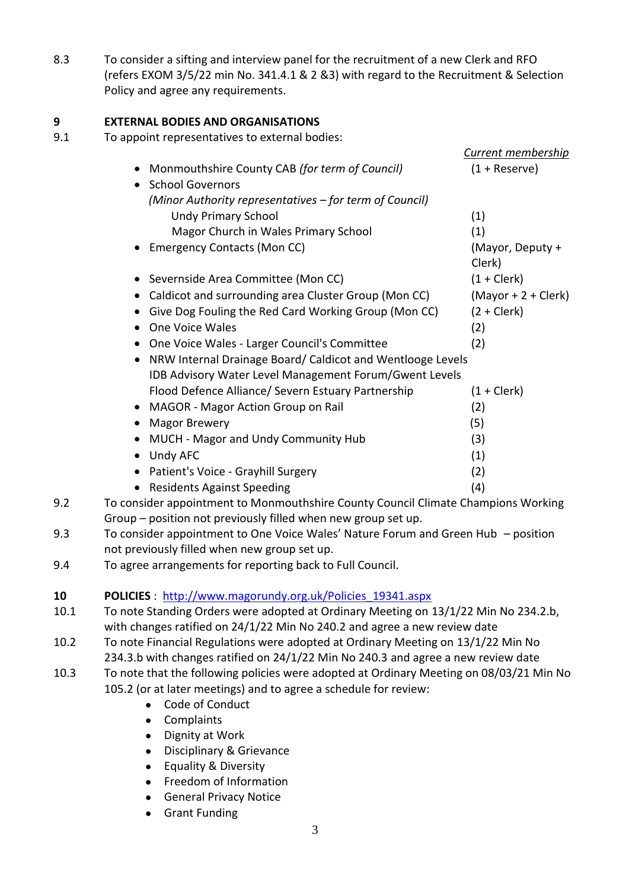8.3 To consider a sifting and interview panel for the recruitment of a new Clerk and RFO (refers EXOM 3/5/22 min No. 341.4.1 & 2 &3) with regard to the Recruitment & Selection Policy and agree any requirements.

**9 EXTERNAL BODIES AND ORGANISATIONS**

9.1 To appoint representatives to external bodies:

| | *Current membership* |
|---|---|
| • Monmouthshire County CAB *(for term of Council)* | (1 + Reserve) |
| • School Governors *(Minor Authority representatives – for term of Council)* | |
| Undy Primary School | (1) |
| Magor Church in Wales Primary School | (1) |
| • Emergency Contacts (Mon CC) | (Mayor, Deputy + Clerk) |
| • Severnside Area Committee (Mon CC) | (1 + Clerk) |
| • Caldicot and surrounding area Cluster Group (Mon CC) | (Mayor + 2 + Clerk) |
| • Give Dog Fouling the Red Card Working Group (Mon CC) | (2 + Clerk) |
| • One Voice Wales | (2) |
| • One Voice Wales - Larger Council's Committee | (2) |
| • NRW Internal Drainage Board/ Caldicot and Wentlooge Levels IDB Advisory Water Level Management Forum/Gwent Levels Flood Defence Alliance/ Severn Estuary Partnership | (1 + Clerk) |
| • MAGOR - Magor Action Group on Rail | (2) |
| • Magor Brewery | (5) |
| • MUCH - Magor and Undy Community Hub | (3) |
| • Undy AFC | (1) |
| • Patient's Voice - Grayhill Surgery | (2) |
| • Residents Against Speeding | (4) |

9.2 To consider appointment to Monmouthshire County Council Climate Champions Working Group – position not previously filled when new group set up.

9.3 To consider appointment to One Voice Wales' Nature Forum and Green Hub – position not previously filled when new group set up.

9.4 To agree arrangements for reporting back to Full Council.

**10 POLICIES** : http://www.magorundy.org.uk/Policies_19341.aspx

10.1 To note Standing Orders were adopted at Ordinary Meeting on 13/1/22 Min No 234.2.b, with changes ratified on 24/1/22 Min No 240.2 and agree a new review date

10.2 To note Financial Regulations were adopted at Ordinary Meeting on 13/1/22 Min No 234.3.b with changes ratified on 24/1/22 Min No 240.3 and agree a new review date

10.3 To note that the following policies were adopted at Ordinary Meeting on 08/03/21 Min No 105.2 (or at later meetings) and to agree a schedule for review:

- Code of Conduct
- Complaints
- Dignity at Work
- Disciplinary & Grievance
- Equality & Diversity
- Freedom of Information
- General Privacy Notice
- Grant Funding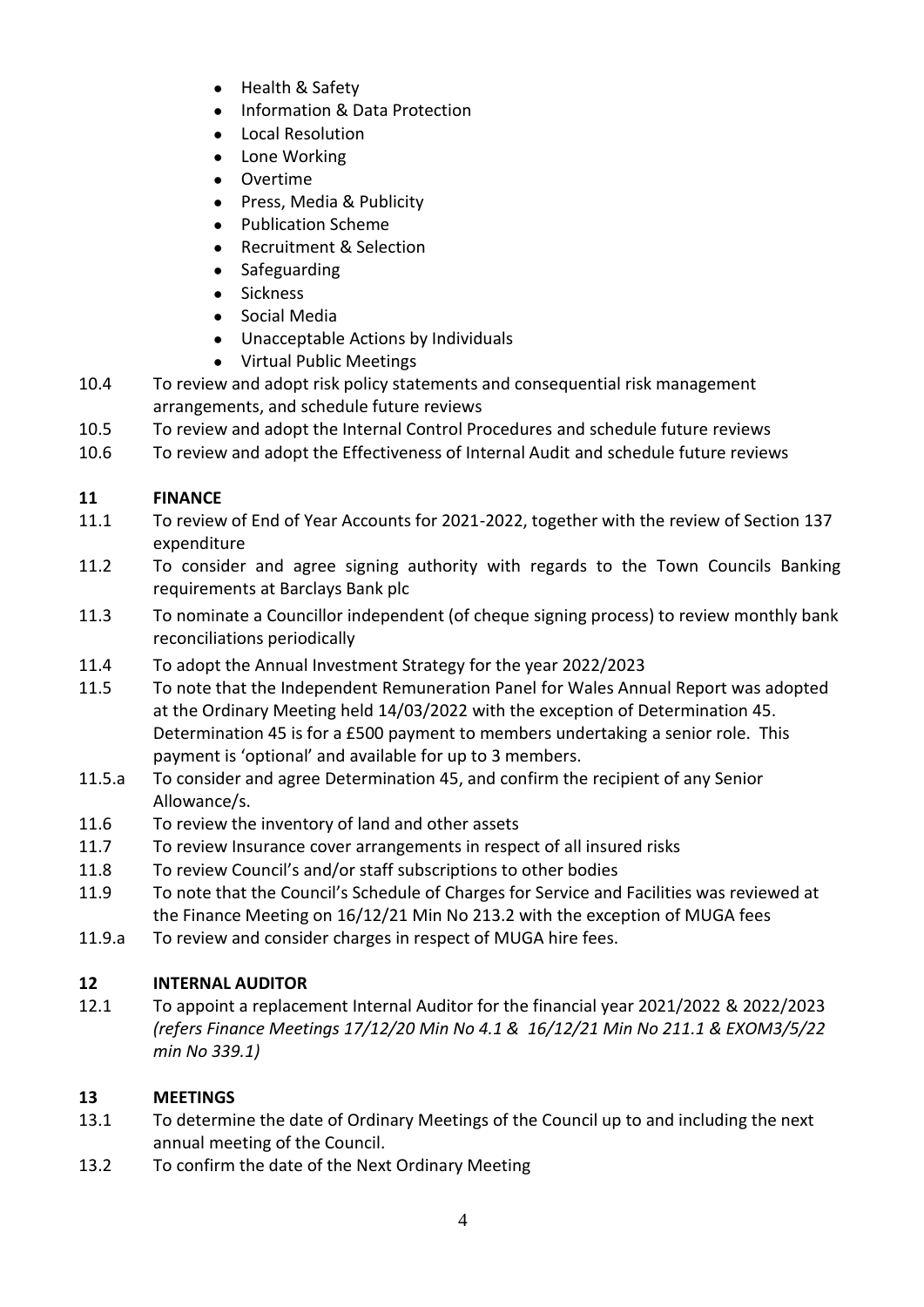- Health & Safety
- Information & Data Protection
- Local Resolution
- Lone Working
- Overtime
- Press, Media & Publicity
- Publication Scheme
- Recruitment & Selection
- Safeguarding
- Sickness
- Social Media
- Unacceptable Actions by Individuals
- Virtual Public Meetings

10.4 To review and adopt risk policy statements and consequential risk management arrangements, and schedule future reviews

10.5 To review and adopt the Internal Control Procedures and schedule future reviews

10.6 To review and adopt the Effectiveness of Internal Audit and schedule future reviews

## 11 FINANCE

11.1 To review of End of Year Accounts for 2021-2022, together with the review of Section 137 expenditure

11.2 To consider and agree signing authority with regards to the Town Councils Banking requirements at Barclays Bank plc

11.3 To nominate a Councillor independent (of cheque signing process) to review monthly bank reconciliations periodically

11.4 To adopt the Annual Investment Strategy for the year 2022/2023

11.5 To note that the Independent Remuneration Panel for Wales Annual Report was adopted at the Ordinary Meeting held 14/03/2022 with the exception of Determination 45. Determination 45 is for a £500 payment to members undertaking a senior role. This payment is 'optional' and available for up to 3 members.

11.5.a To consider and agree Determination 45, and confirm the recipient of any Senior Allowance/s.

11.6 To review the inventory of land and other assets

11.7 To review Insurance cover arrangements in respect of all insured risks

11.8 To review Council's and/or staff subscriptions to other bodies

11.9 To note that the Council's Schedule of Charges for Service and Facilities was reviewed at the Finance Meeting on 16/12/21 Min No 213.2 with the exception of MUGA fees

11.9.a To review and consider charges in respect of MUGA hire fees.

## 12 INTERNAL AUDITOR

12.1 To appoint a replacement Internal Auditor for the financial year 2021/2022 & 2022/2023 *(refers Finance Meetings 17/12/20 Min No 4.1 & 16/12/21 Min No 211.1 & EXOM3/5/22 min No 339.1)*

## 13 MEETINGS

13.1 To determine the date of Ordinary Meetings of the Council up to and including the next annual meeting of the Council.

13.2 To confirm the date of the Next Ordinary Meeting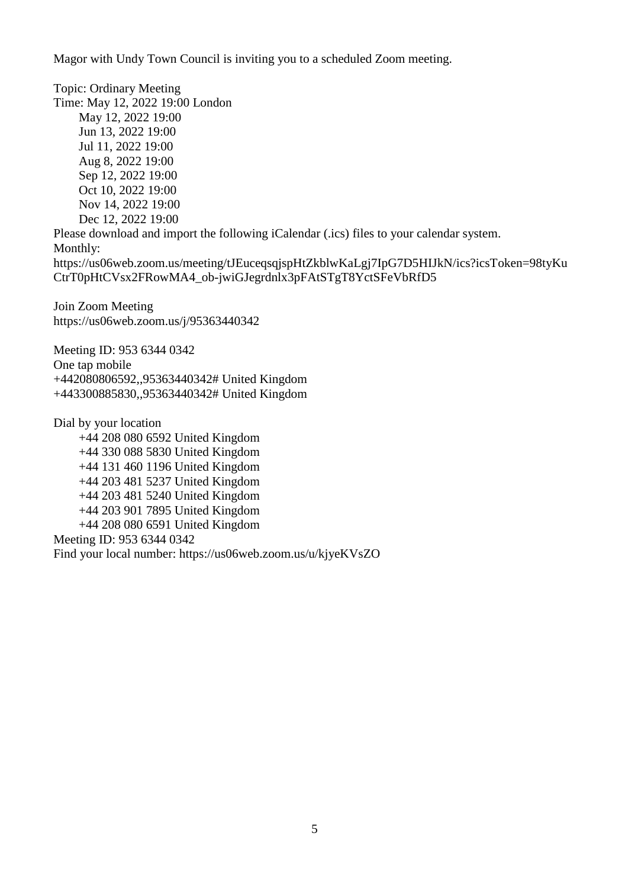Magor with Undy Town Council is inviting you to a scheduled Zoom meeting.

Topic: Ordinary Meeting
Time: May 12, 2022 19:00 London
May 12, 2022 19:00
Jun 13, 2022 19:00
Jul 11, 2022 19:00
Aug 8, 2022 19:00
Sep 12, 2022 19:00
Oct 10, 2022 19:00
Nov 14, 2022 19:00
Dec 12, 2022 19:00
Please download and import the following iCalendar (.ics) files to your calendar system.
Monthly:
https://us06web.zoom.us/meeting/tJEuceqsqjspHtZkblwKaLgj7IpG7D5HIJkN/ics?icsToken=98tyKuCtrT0pHtCVsx2FRowMA4_ob-jwiGJegrdnlx3pFAtSTgT8YctSFeVbRfD5

Join Zoom Meeting
https://us06web.zoom.us/j/95363440342

Meeting ID: 953 6344 0342
One tap mobile
+442080806592,,95363440342# United Kingdom
+443300885830,,95363440342# United Kingdom

Dial by your location
+44 208 080 6592 United Kingdom
+44 330 088 5830 United Kingdom
+44 131 460 1196 United Kingdom
+44 203 481 5237 United Kingdom
+44 203 481 5240 United Kingdom
+44 203 901 7895 United Kingdom
+44 208 080 6591 United Kingdom
Meeting ID: 953 6344 0342
Find your local number: https://us06web.zoom.us/u/kjyeKVsZO